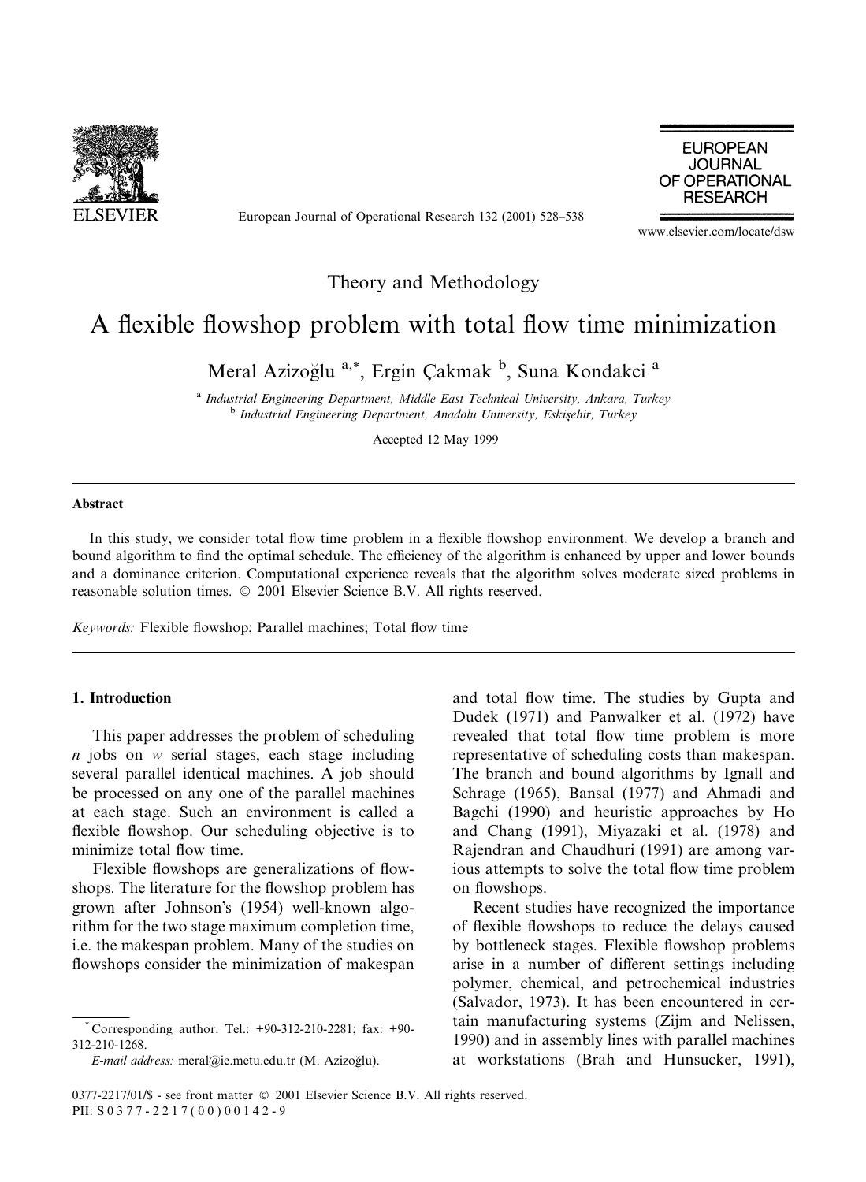Theory and Methodology

# A flexible flowshop problem with total flow time minimization

Meral Azizoğlu [a,*], Ergin Çakmak [b], Suna Kondakci [a]

[a] *Industrial Engineering Department, Middle East Technical University, Ankara, Turkey*

[b] *Industrial Engineering Department, Anadolu University, Eskişehir, Turkey*

Accepted 12 May 1999

## Abstract

In this study, we consider total flow time problem in a flexible flowshop environment. We develop a branch and bound algorithm to find the optimal schedule. The efficiency of the algorithm is enhanced by upper and lower bounds and a dominance criterion. Computational experience reveals that the algorithm solves moderate sized problems in reasonable solution times. © 2001 Elsevier Science B.V. All rights reserved.

*Keywords:* Flexible flowshop; Parallel machines; Total flow time

## 1. Introduction

This paper addresses the problem of scheduling $n$ jobs on $w$ serial stages, each stage including several parallel identical machines. A job should be processed on any one of the parallel machines at each stage. Such an environment is called a flexible flowshop. Our scheduling objective is to minimize total flow time.

Flexible flowshops are generalizations of flowshops. The literature for the flowshop problem has grown after Johnson's (1954) well-known algorithm for the two stage maximum completion time, i.e. the makespan problem. Many of the studies on flowshops consider the minimization of makespan and total flow time. The studies by Gupta and Dudek (1971) and Panwalker et al. (1972) have revealed that total flow time problem is more representative of scheduling costs than makespan. The branch and bound algorithms by Ignall and Schrage (1965), Bansal (1977) and Ahmadi and Bagchi (1990) and heuristic approaches by Ho and Chang (1991), Miyazaki et al. (1978) and Rajendran and Chaudhuri (1991) are among various attempts to solve the total flow time problem on flowshops.

Recent studies have recognized the importance of flexible flowshops to reduce the delays caused by bottleneck stages. Flexible flowshop problems arise in a number of different settings including polymer, chemical, and petrochemical industries (Salvador, 1973). It has been encountered in certain manufacturing systems (Zijm and Nelissen, 1990) and in assembly lines with parallel machines at workstations (Brah and Hunsucker, 1991),

---

* Corresponding author. Tel.: +90-312-210-2281; fax: +90-312-210-1268.

*E-mail address:* meral@ie.metu.edu.tr (M. Azizoğlu).

0377-2217/01/$ - see front matter © 2001 Elsevier Science B.V. All rights reserved.
PII: S0377-2217(00)00142-9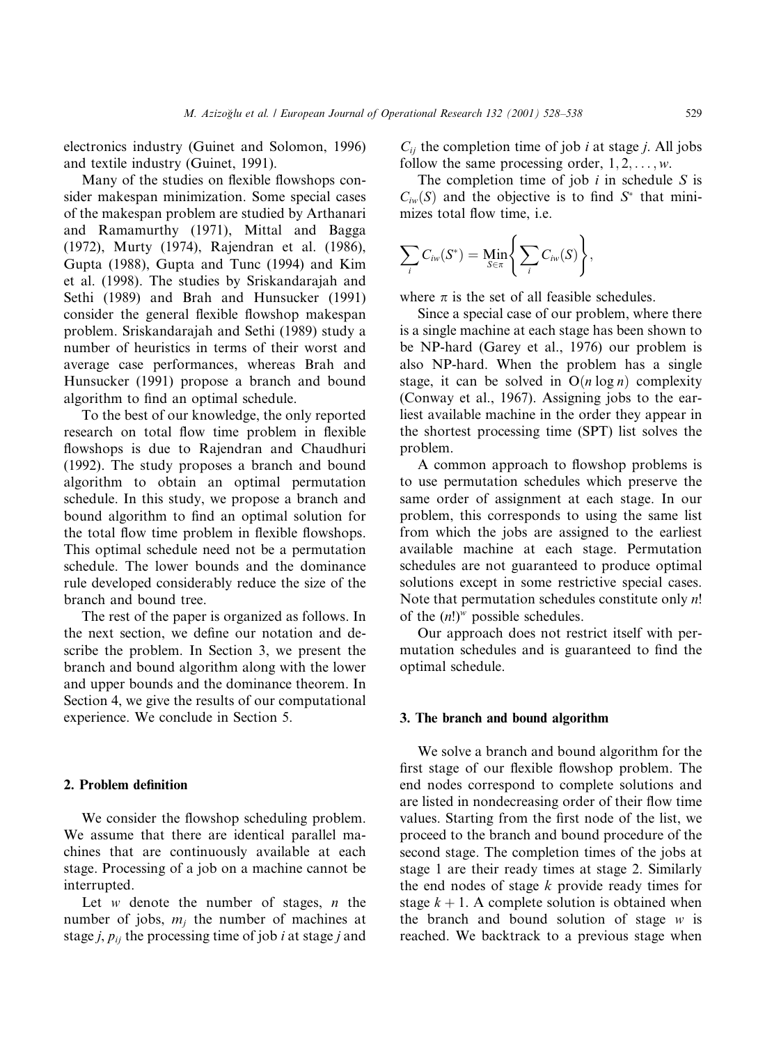electronics industry (Guinet and Solomon, 1996) and textile industry (Guinet, 1991).

Many of the studies on flexible flowshops consider makespan minimization. Some special cases of the makespan problem are studied by Arthanari and Ramamurthy (1971), Mittal and Bagga (1972), Murty (1974), Rajendran et al. (1986), Gupta (1988), Gupta and Tunc (1994) and Kim et al. (1998). The studies by Sriskandarajah and Sethi (1989) and Brah and Hunsucker (1991) consider the general flexible flowshop makespan problem. Sriskandarajah and Sethi (1989) study a number of heuristics in terms of their worst and average case performances, whereas Brah and Hunsucker (1991) propose a branch and bound algorithm to find an optimal schedule.

To the best of our knowledge, the only reported research on total flow time problem in flexible flowshops is due to Rajendran and Chaudhuri (1992). The study proposes a branch and bound algorithm to obtain an optimal permutation schedule. In this study, we propose a branch and bound algorithm to find an optimal solution for the total flow time problem in flexible flowshops. This optimal schedule need not be a permutation schedule. The lower bounds and the dominance rule developed considerably reduce the size of the branch and bound tree.

The rest of the paper is organized as follows. In the next section, we define our notation and describe the problem. In Section 3, we present the branch and bound algorithm along with the lower and upper bounds and the dominance theorem. In Section 4, we give the results of our computational experience. We conclude in Section 5.

## 2. Problem definition

We consider the flowshop scheduling problem. We assume that there are identical parallel machines that are continuously available at each stage. Processing of a job on a machine cannot be interrupted.

Let $w$ denote the number of stages, $n$ the number of jobs, $m_j$ the number of machines at stage $j$, $p_{ij}$ the processing time of job $i$ at stage $j$ and $C_{ij}$ the completion time of job $i$ at stage $j$. All jobs follow the same processing order, $1, 2, \ldots, w$.

The completion time of job $i$ in schedule $S$ is $C_{iw}(S)$ and the objective is to find $S^*$ that minimizes total flow time, i.e.

$$\sum_i C_{iw}(S^*) = \underset{S \in \pi}{\text{Min}} \left\{ \sum_i C_{iw}(S) \right\},$$

where $\pi$ is the set of all feasible schedules.

Since a special case of our problem, where there is a single machine at each stage has been shown to be NP-hard (Garey et al., 1976) our problem is also NP-hard. When the problem has a single stage, it can be solved in $O(n \log n)$ complexity (Conway et al., 1967). Assigning jobs to the earliest available machine in the order they appear in the shortest processing time (SPT) list solves the problem.

A common approach to flowshop problems is to use permutation schedules which preserve the same order of assignment at each stage. In our problem, this corresponds to using the same list from which the jobs are assigned to the earliest available machine at each stage. Permutation schedules are not guaranteed to produce optimal solutions except in some restrictive special cases. Note that permutation schedules constitute only $n!$ of the $(n!)^w$ possible schedules.

Our approach does not restrict itself with permutation schedules and is guaranteed to find the optimal schedule.

## 3. The branch and bound algorithm

We solve a branch and bound algorithm for the first stage of our flexible flowshop problem. The end nodes correspond to complete solutions and are listed in nondecreasing order of their flow time values. Starting from the first node of the list, we proceed to the branch and bound procedure of the second stage. The completion times of the jobs at stage 1 are their ready times at stage 2. Similarly the end nodes of stage $k$ provide ready times for stage $k+1$. A complete solution is obtained when the branch and bound solution of stage $w$ is reached. We backtrack to a previous stage when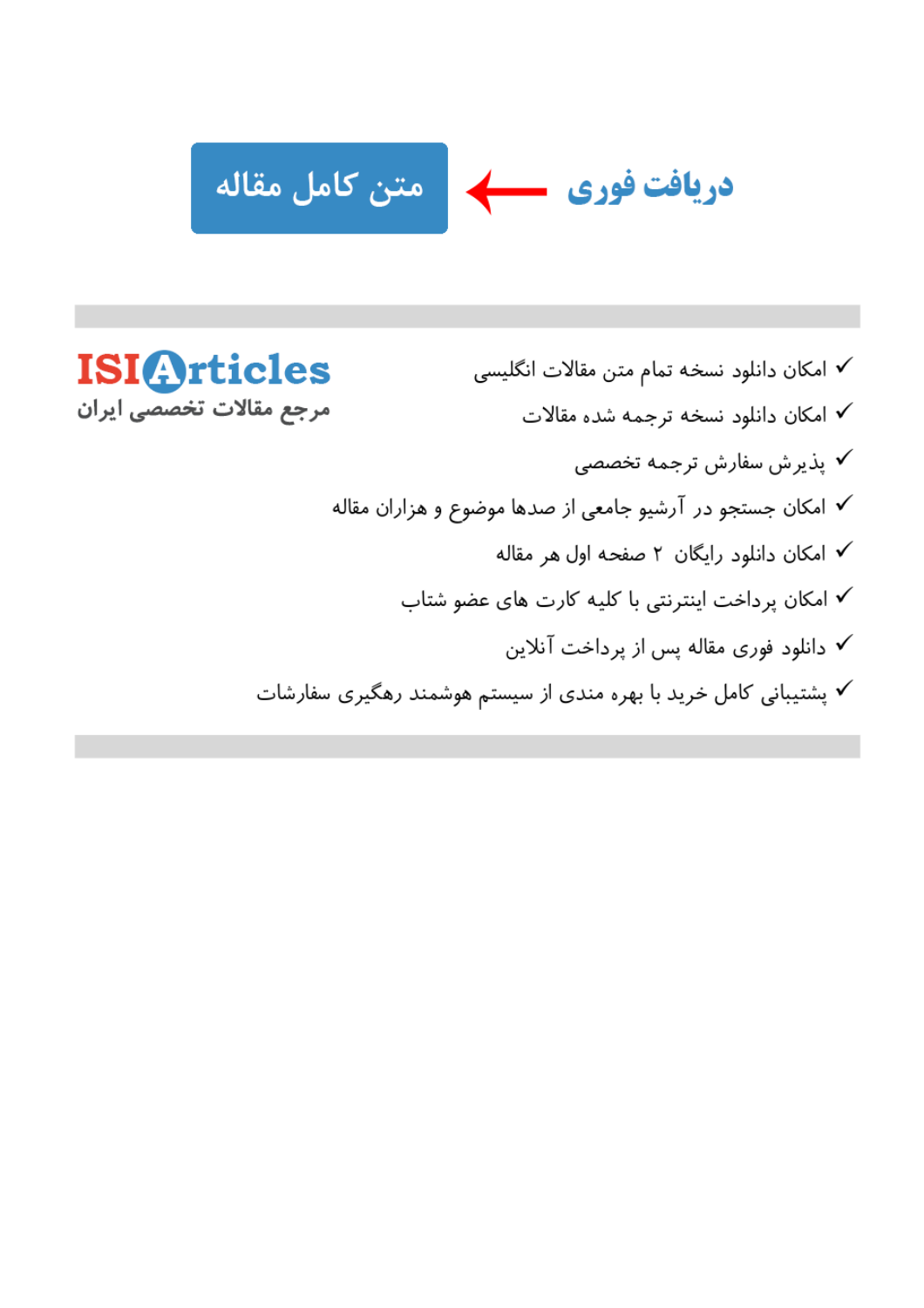دریافت فوری ← **متن کامل مقاله**

**ISIArticles**
مرجع مقالات تخصصی ایران

- ✓ امکان دانلود نسخه تمام متن مقالات انگلیسی
- ✓ امکان دانلود نسخه ترجمه شده مقالات
- ✓ پذیرش سفارش ترجمه تخصصی
- ✓ امکان جستجو در آرشیو جامعی از صدها موضوع و هزاران مقاله
- ✓ امکان دانلود رایگان ۲ صفحه اول هر مقاله
- ✓ امکان پرداخت اینترنتی با کلیه کارت های عضو شتاب
- ✓ دانلود فوری مقاله پس از پرداخت آنلاین
- ✓ پشتیبانی کامل خرید با بهره مندی از سیستم هوشمند رهگیری سفارشات